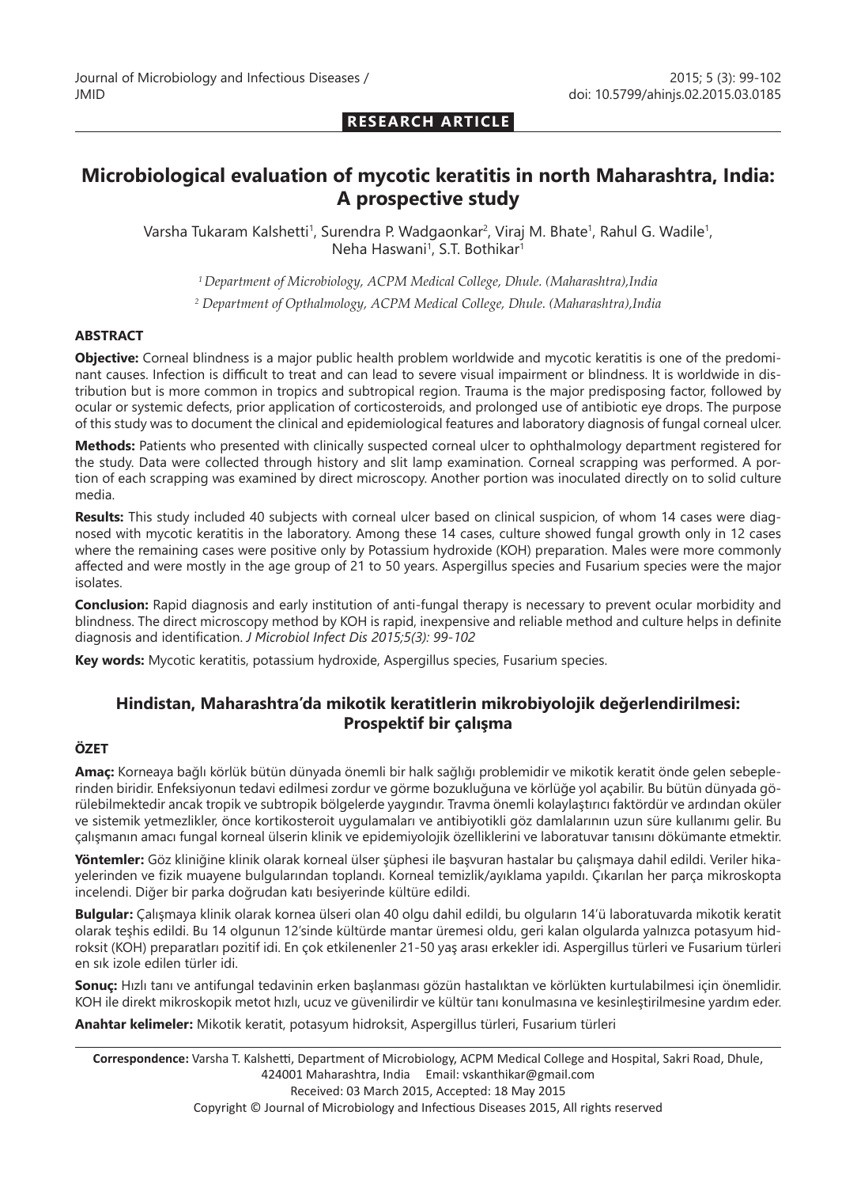RESEARCH ARTICLE

# Microbiological evaluation of mycotic keratitis in north Maharashtra, India: A prospective study

Varsha Tukaram Kalshetti[1], Surendra P. Wadgaonkar[2], Viraj M. Bhate[1], Rahul G. Wadile[1], Neha Haswani[1], S.T. Bothikar[1]

[1] *Department of Microbiology, ACPM Medical College, Dhule. (Maharashtra),India*

[2] *Department of Opthalmology, ACPM Medical College, Dhule. (Maharashtra),India*

## ABSTRACT

**Objective:** Corneal blindness is a major public health problem worldwide and mycotic keratitis is one of the predominant causes. Infection is difficult to treat and can lead to severe visual impairment or blindness. It is worldwide in distribution but is more common in tropics and subtropical region. Trauma is the major predisposing factor, followed by ocular or systemic defects, prior application of corticosteroids, and prolonged use of antibiotic eye drops. The purpose of this study was to document the clinical and epidemiological features and laboratory diagnosis of fungal corneal ulcer.

**Methods:** Patients who presented with clinically suspected corneal ulcer to ophthalmology department registered for the study. Data were collected through history and slit lamp examination. Corneal scrapping was performed. A portion of each scrapping was examined by direct microscopy. Another portion was inoculated directly on to solid culture media.

**Results:** This study included 40 subjects with corneal ulcer based on clinical suspicion, of whom 14 cases were diagnosed with mycotic keratitis in the laboratory. Among these 14 cases, culture showed fungal growth only in 12 cases where the remaining cases were positive only by Potassium hydroxide (KOH) preparation. Males were more commonly affected and were mostly in the age group of 21 to 50 years. Aspergillus species and Fusarium species were the major isolates.

**Conclusion:** Rapid diagnosis and early institution of anti-fungal therapy is necessary to prevent ocular morbidity and blindness. The direct microscopy method by KOH is rapid, inexpensive and reliable method and culture helps in definite diagnosis and identification. *J Microbiol Infect Dis 2015;5(3): 99-102*

**Key words:** Mycotic keratitis, potassium hydroxide, Aspergillus species, Fusarium species.

## Hindistan, Maharashtra'da mikotik keratitlerin mikrobiyolojik değerlendirilmesi: Prospektif bir çalışma

## ÖZET

**Amaç:** Korneaya bağlı körlük bütün dünyada önemli bir halk sağlığı problemidir ve mikotik keratit önde gelen sebeplerinden biridir. Enfeksiyonun tedavi edilmesi zordur ve görme bozukluğuna ve körlüğe yol açabilir. Bu bütün dünyada görülebilmektedir ancak tropik ve subtropik bölgelerde yaygındır. Travma önemli kolaylaştırıcı faktördür ve ardından oküler ve sistemik yetmezlikler, önce kortikosteroit uygulamaları ve antibiyotikli göz damlalarının uzun süre kullanımı gelir. Bu çalışmanın amacı fungal korneal ülserin klinik ve epidemiyolojik özelliklerini ve laboratuvar tanısını dökümante etmektir.

**Yöntemler:** Göz kliniğine klinik olarak korneal ülser şüphesi ile başvuran hastalar bu çalışmaya dahil edildi. Veriler hikayelerinden ve fizik muayene bulgularından toplandı. Korneal temizlik/ayıklama yapıldı. Çıkarılan her parça mikroskopta incelendi. Diğer bir parka doğrudan katı besiyerinde kültüre edildi.

**Bulgular:** Çalışmaya klinik olarak kornea ülseri olan 40 olgu dahil edildi, bu olguların 14'ü laboratuvarda mikotik keratit olarak teşhis edildi. Bu 14 olgunun 12'sinde kültürde mantar üremesi oldu, geri kalan olgularda yalnızca potasyum hidroksit (KOH) preparatları pozitif idi. En çok etkilenenler 21-50 yaş arası erkekler idi. Aspergillus türleri ve Fusarium türleri en sık izole edilen türler idi.

**Sonuç:** Hızlı tanı ve antifungal tedavinin erken başlanması gözün hastalıktan ve körlükten kurtulabilmesi için önemlidir. KOH ile direkt mikroskopik metot hızlı, ucuz ve güvenilirdir ve kültür tanı konulmasına ve kesinleştirilmesine yardım eder.

**Anahtar kelimeler:** Mikotik keratit, potasyum hidroksit, Aspergillus türleri, Fusarium türleri

**Correspondence:** Varsha T. Kalshetti, Department of Microbiology, ACPM Medical College and Hospital, Sakri Road, Dhule, 424001 Maharashtra, India Email: vskanthikar@gmail.com
Received: 03 March 2015, Accepted: 18 May 2015
Copyright © Journal of Microbiology and Infectious Diseases 2015, All rights reserved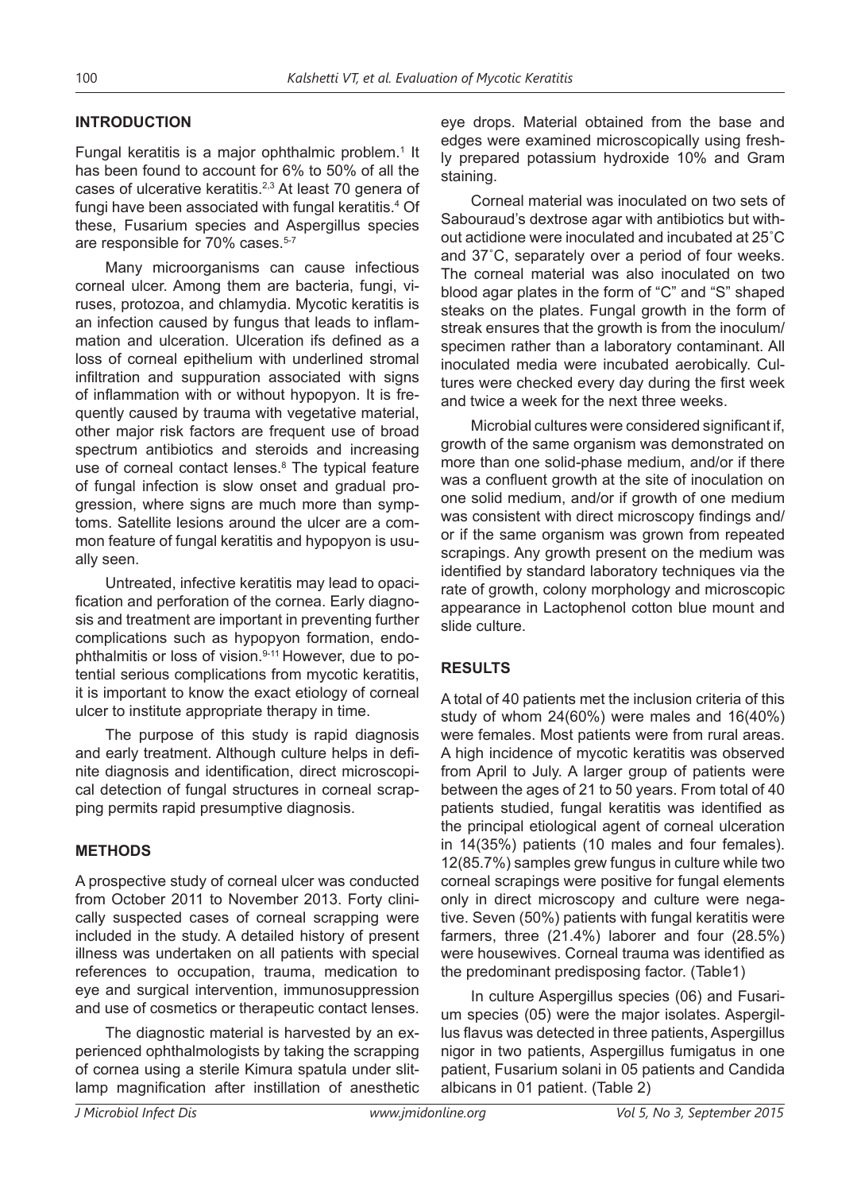## INTRODUCTION

Fungal keratitis is a major ophthalmic problem.[1] It has been found to account for 6% to 50% of all the cases of ulcerative keratitis.[2,3] At least 70 genera of fungi have been associated with fungal keratitis.[4] Of these, Fusarium species and Aspergillus species are responsible for 70% cases.[5-7]

Many microorganisms can cause infectious corneal ulcer. Among them are bacteria, fungi, viruses, protozoa, and chlamydia. Mycotic keratitis is an infection caused by fungus that leads to inflammation and ulceration. Ulceration ifs defined as a loss of corneal epithelium with underlined stromal infiltration and suppuration associated with signs of inflammation with or without hypopyon. It is frequently caused by trauma with vegetative material, other major risk factors are frequent use of broad spectrum antibiotics and steroids and increasing use of corneal contact lenses.[8] The typical feature of fungal infection is slow onset and gradual progression, where signs are much more than symptoms. Satellite lesions around the ulcer are a common feature of fungal keratitis and hypopyon is usually seen.

Untreated, infective keratitis may lead to opacification and perforation of the cornea. Early diagnosis and treatment are important in preventing further complications such as hypopyon formation, endophthalmitis or loss of vision.[9-11] However, due to potential serious complications from mycotic keratitis, it is important to know the exact etiology of corneal ulcer to institute appropriate therapy in time.

The purpose of this study is rapid diagnosis and early treatment. Although culture helps in definite diagnosis and identification, direct microscopical detection of fungal structures in corneal scrapping permits rapid presumptive diagnosis.

## METHODS

A prospective study of corneal ulcer was conducted from October 2011 to November 2013. Forty clinically suspected cases of corneal scrapping were included in the study. A detailed history of present illness was undertaken on all patients with special references to occupation, trauma, medication to eye and surgical intervention, immunosuppression and use of cosmetics or therapeutic contact lenses.

The diagnostic material is harvested by an experienced ophthalmologists by taking the scrapping of cornea using a sterile Kimura spatula under slit-lamp magnification after instillation of anesthetic eye drops. Material obtained from the base and edges were examined microscopically using freshly prepared potassium hydroxide 10% and Gram staining.

Corneal material was inoculated on two sets of Sabouraud's dextrose agar with antibiotics but without actidione were inoculated and incubated at 25˚C and 37˚C, separately over a period of four weeks. The corneal material was also inoculated on two blood agar plates in the form of "C" and "S" shaped steaks on the plates. Fungal growth in the form of streak ensures that the growth is from the inoculum/specimen rather than a laboratory contaminant. All inoculated media were incubated aerobically. Cultures were checked every day during the first week and twice a week for the next three weeks.

Microbial cultures were considered significant if, growth of the same organism was demonstrated on more than one solid-phase medium, and/or if there was a confluent growth at the site of inoculation on one solid medium, and/or if growth of one medium was consistent with direct microscopy findings and/or if the same organism was grown from repeated scrapings. Any growth present on the medium was identified by standard laboratory techniques via the rate of growth, colony morphology and microscopic appearance in Lactophenol cotton blue mount and slide culture.

## RESULTS

A total of 40 patients met the inclusion criteria of this study of whom 24(60%) were males and 16(40%) were females. Most patients were from rural areas. A high incidence of mycotic keratitis was observed from April to July. A larger group of patients were between the ages of 21 to 50 years. From total of 40 patients studied, fungal keratitis was identified as the principal etiological agent of corneal ulceration in 14(35%) patients (10 males and four females). 12(85.7%) samples grew fungus in culture while two corneal scrapings were positive for fungal elements only in direct microscopy and culture were negative. Seven (50%) patients with fungal keratitis were farmers, three (21.4%) laborer and four (28.5%) were housewives. Corneal trauma was identified as the predominant predisposing factor. (Table1)

In culture Aspergillus species (06) and Fusarium species (05) were the major isolates. Aspergillus flavus was detected in three patients, Aspergillus nigor in two patients, Aspergillus fumigatus in one patient, Fusarium solani in 05 patients and Candida albicans in 01 patient. (Table 2)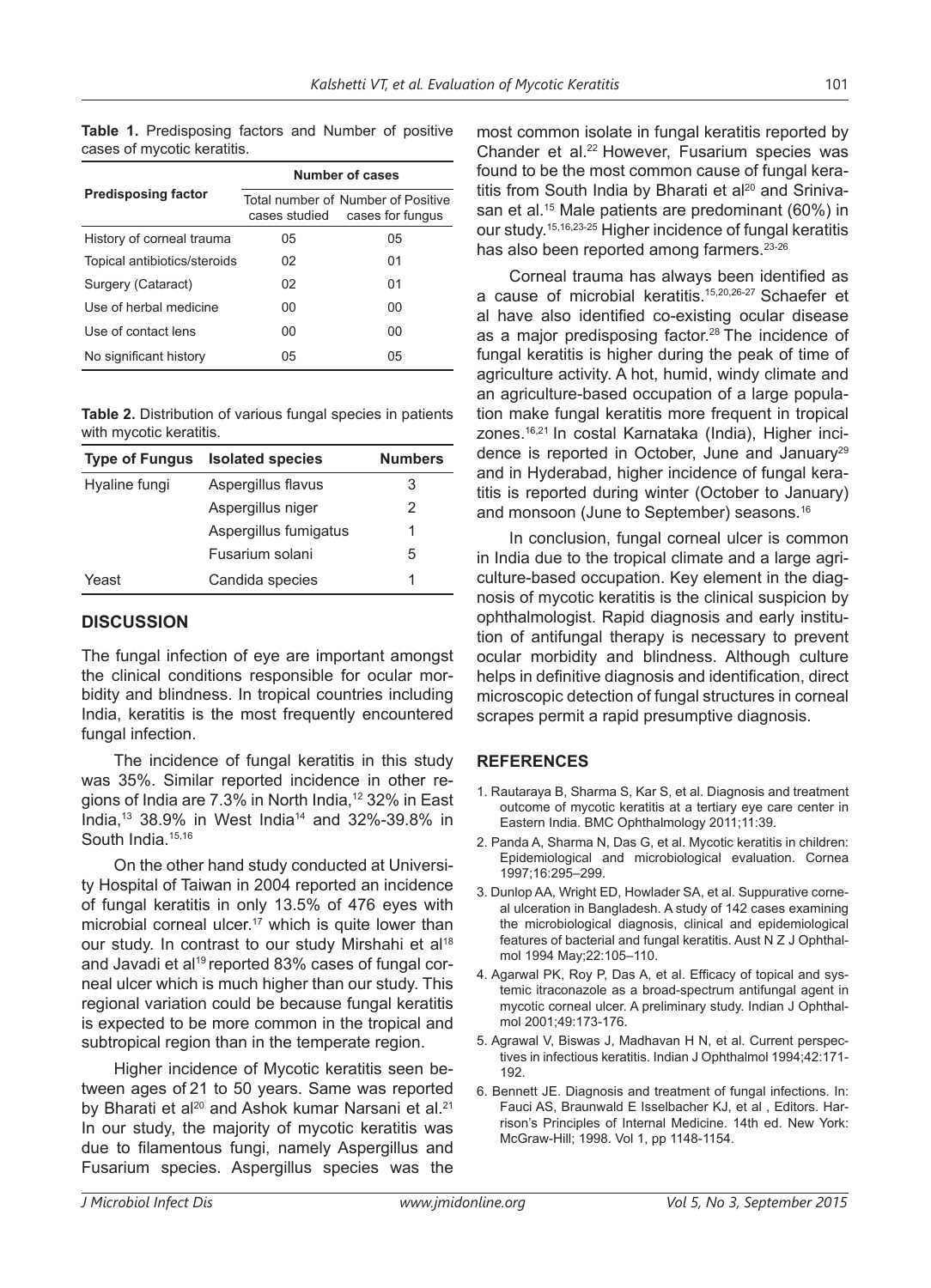**Table 1.** Predisposing factors and Number of positive cases of mycotic keratitis.

| Predisposing factor | Number of cases | |
|---|---|---|
| | Total number of cases studied | Number of Positive cases for fungus |
| History of corneal trauma | 05 | 05 |
| Topical antibiotics/steroids | 02 | 01 |
| Surgery (Cataract) | 02 | 01 |
| Use of herbal medicine | 00 | 00 |
| Use of contact lens | 00 | 00 |
| No significant history | 05 | 05 |

**Table 2.** Distribution of various fungal species in patients with mycotic keratitis.

| Type of Fungus | Isolated species | Numbers |
|---|---|---|
| Hyaline fungi | Aspergillus flavus | 3 |
| | Aspergillus niger | 2 |
| | Aspergillus fumigatus | 1 |
| | Fusarium solani | 5 |
| Yeast | Candida species | 1 |

## DISCUSSION

The fungal infection of eye are important amongst the clinical conditions responsible for ocular morbidity and blindness. In tropical countries including India, keratitis is the most frequently encountered fungal infection.

The incidence of fungal keratitis in this study was 35%. Similar reported incidence in other regions of India are 7.3% in North India,[12] 32% in East India,[13] 38.9% in West India[14] and 32%-39.8% in South India.[15,16]

On the other hand study conducted at University Hospital of Taiwan in 2004 reported an incidence of fungal keratitis in only 13.5% of 476 eyes with microbial corneal ulcer.[17] which is quite lower than our study. In contrast to our study Mirshahi et al[18] and Javadi et al[19] reported 83% cases of fungal corneal ulcer which is much higher than our study. This regional variation could be because fungal keratitis is expected to be more common in the tropical and subtropical region than in the temperate region.

Higher incidence of Mycotic keratitis seen between ages of 21 to 50 years. Same was reported by Bharati et al[20] and Ashok kumar Narsani et al.[21] In our study, the majority of mycotic keratitis was due to filamentous fungi, namely Aspergillus and Fusarium species. Aspergillus species was the most common isolate in fungal keratitis reported by Chander et al.[22] However, Fusarium species was found to be the most common cause of fungal keratitis from South India by Bharati et al[20] and Srinivasan et al.[15] Male patients are predominant (60%) in our study.[15,16,23-25] Higher incidence of fungal keratitis has also been reported among farmers.[23-26]

Corneal trauma has always been identified as a cause of microbial keratitis.[15,20,26-27] Schaefer et al have also identified co-existing ocular disease as a major predisposing factor.[28] The incidence of fungal keratitis is higher during the peak of time of agriculture activity. A hot, humid, windy climate and an agriculture-based occupation of a large population make fungal keratitis more frequent in tropical zones.[16,21] In costal Karnataka (India), Higher incidence is reported in October, June and January[29] and in Hyderabad, higher incidence of fungal keratitis is reported during winter (October to January) and monsoon (June to September) seasons.[16]

In conclusion, fungal corneal ulcer is common in India due to the tropical climate and a large agriculture-based occupation. Key element in the diagnosis of mycotic keratitis is the clinical suspicion by ophthalmologist. Rapid diagnosis and early institution of antifungal therapy is necessary to prevent ocular morbidity and blindness. Although culture helps in definitive diagnosis and identification, direct microscopic detection of fungal structures in corneal scrapes permit a rapid presumptive diagnosis.

## REFERENCES

1. Rautaraya B, Sharma S, Kar S, et al. Diagnosis and treatment outcome of mycotic keratitis at a tertiary eye care center in Eastern India. BMC Ophthalmology 2011;11:39.
2. Panda A, Sharma N, Das G, et al. Mycotic keratitis in children: Epidemiological and microbiological evaluation. Cornea 1997;16:295–299.
3. Dunlop AA, Wright ED, Howlader SA, et al. Suppurative corneal ulceration in Bangladesh. A study of 142 cases examining the microbiological diagnosis, clinical and epidemiological features of bacterial and fungal keratitis. Aust N Z J Ophthalmol 1994 May;22:105–110.
4. Agarwal PK, Roy P, Das A, et al. Efficacy of topical and systemic itraconazole as a broad-spectrum antifungal agent in mycotic corneal ulcer. A preliminary study. Indian J Ophthalmol 2001;49:173-176.
5. Agrawal V, Biswas J, Madhavan H N, et al. Current perspectives in infectious keratitis. Indian J Ophthalmol 1994;42:171-192.
6. Bennett JE. Diagnosis and treatment of fungal infections. In: Fauci AS, Braunwald E Isselbacher KJ, et al , Editors. Harrison's Principles of Internal Medicine. 14th ed. New York: McGraw-Hill; 1998. Vol 1, pp 1148-1154.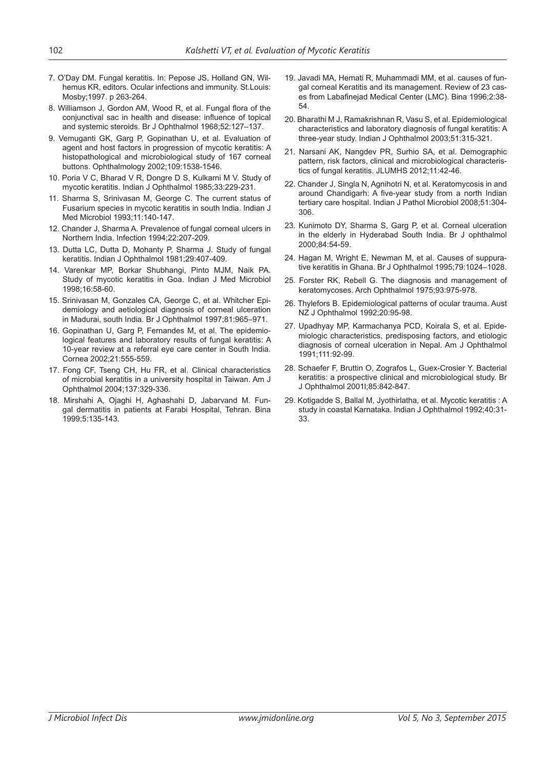7. O'Day DM. Fungal keratitis. In: Pepose JS, Holland GN, Wilhemus KR, editors. Ocular infections and immunity. St.Louis: Mosby;1997. p 263-264.
8. Williamson J, Gordon AM, Wood R, et al. Fungal flora of the conjunctival sac in health and disease: influence of topical and systemic steroids. Br J Ophthalmol 1968;52:127–137.
9. Vemuganti GK, Garg P, Gopinathan U, et al. Evaluation of agent and host factors in progression of mycotic keratitis: A histopathological and microbiological study of 167 corneal buttons. Ophthalmology 2002;109:1538-1546.
10. Poria V C, Bharad V R, Dongre D S, Kulkarni M V. Study of mycotic keratitis. Indian J Ophthalmol 1985;33:229-231.
11. Sharma S, Srinivasan M, George C. The current status of Fusarium species in mycotic keratitis in south India. Indian J Med Microbiol 1993;11:140-147.
12. Chander J, Sharma A. Prevalence of fungal corneal ulcers in Northern India. Infection 1994;22:207-209.
13. Dutta LC, Dutta D, Mohanty P, Sharma J. Study of fungal keratitis. Indian J Ophthalmol 1981;29:407-409.
14. Varenkar MP, Borkar Shubhangi, Pinto MJM, Naik PA. Study of mycotic keratitis in Goa. Indian J Med Microbiol 1998;16:58-60.
15. Srinivasan M, Gonzales CA, George C, et al. Whitcher Epidemiology and aetiological diagnosis of corneal ulceration in Madurai, south India. Br J Ophthalmol 1997;81:965–971.
16. Gopinathan U, Garg P, Fernandes M, et al. The epidemiological features and laboratory results of fungal keratitis: A 10-year review at a referral eye care center in South India. Cornea 2002;21:555-559.
17. Fong CF, Tseng CH, Hu FR, et al. Clinical characteristics of microbial keratitis in a university hospital in Taiwan. Am J Ophthalmol 2004;137:329-336.
18. Mirshahi A, Ojaghi H, Aghashahi D, Jabarvand M. Fungal dermatitis in patients at Farabi Hospital, Tehran. Bina 1999;5:135-143.
19. Javadi MA, Hemati R, Muhammadi MM, et al. causes of fungal corneal Keratitis and its management. Review of 23 cases from Labafinejad Medical Center (LMC). Bina 1996;2:38-54.
20. Bharathi M J, Ramakrishnan R, Vasu S, et al. Epidemiological characteristics and laboratory diagnosis of fungal keratitis: A three-year study. Indian J Ophthalmol 2003;51:315-321.
21. Narsani AK, Nangdev PR, Surhio SA, et al. Demographic pattern, risk factors, clinical and microbiological characteristics of fungal keratitis. JLUMHS 2012;11:42-46.
22. Chander J, Singla N, Agnihotri N, et al. Keratomycosis in and around Chandigarh: A five-year study from a north Indian tertiary care hospital. Indian J Pathol Microbiol 2008;51:304-306.
23. Kunimoto DY, Sharma S, Garg P, et al. Corneal ulceration in the elderly in Hyderabad South India. Br J ophthalmol 2000;84:54-59.
24. Hagan M, Wright E, Newman M, et al. Causes of suppurative keratitis in Ghana. Br J Ophthalmol 1995;79:1024–1028.
25. Forster RK, Rebell G. The diagnosis and management of keratomycoses. Arch Ophthalmol 1975;93:975-978.
26. Thylefors B. Epidemiological patterns of ocular trauma. Aust NZ J Ophthalmol 1992;20:95-98.
27. Upadhyay MP, Karmachanya PCD, Koirala S, et al. Epidemiologic characteristics, predisposing factors, and etiologic diagnosis of corneal ulceration in Nepal. Am J Ophthalmol 1991;111:92-99.
28. Schaefer F, Bruttin O, Zografos L, Guex-Crosier Y. Bacterial keratitis: a prospective clinical and microbiological study. Br J Ophthalmol 2001l;85:842-847.
29. Kotigadde S, Ballal M, Jyothirlatha, et al. Mycotic keratitis : A study in coastal Karnataka. Indian J Ophthalmol 1992;40:31-33.